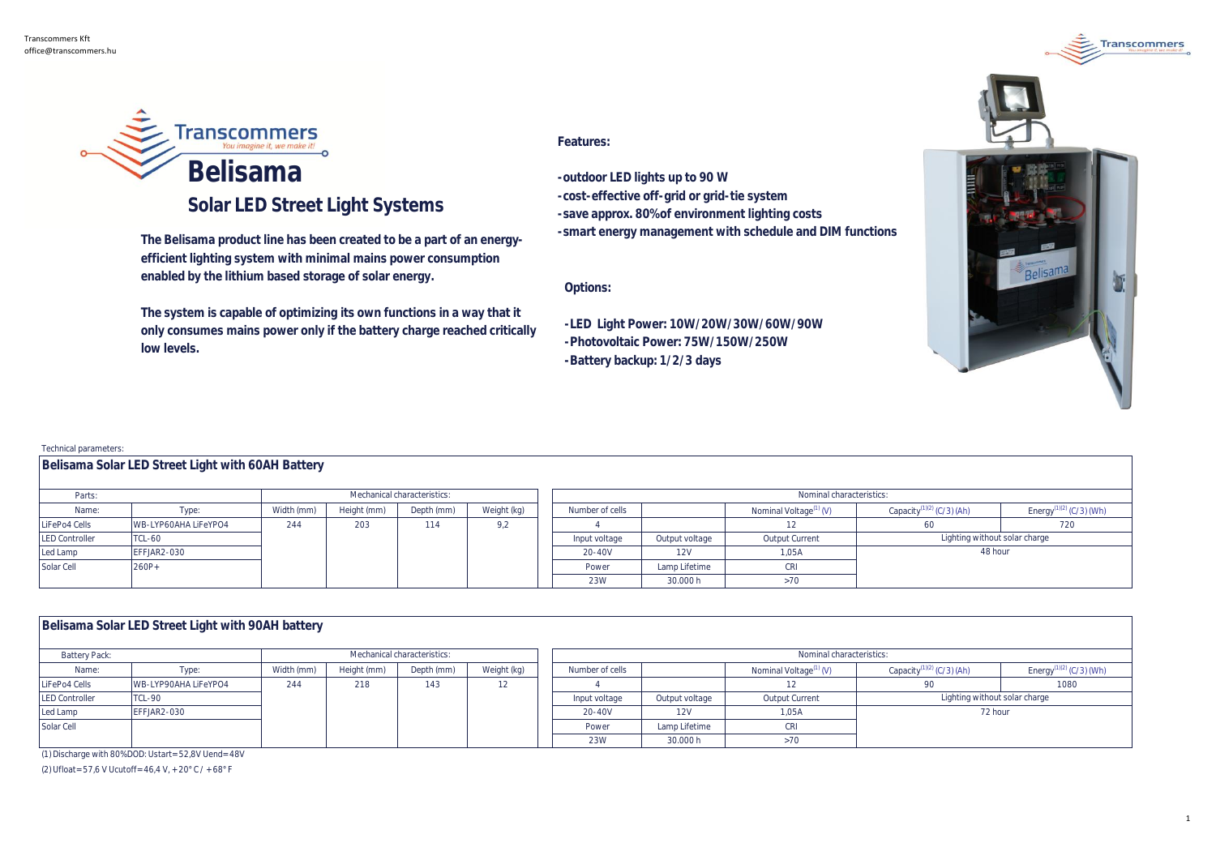Transcommers Kft
office@transcommers.hu

# Belisama

## Solar LED Street Light Systems

**The Belisama product line has been created to be a part of an energy-efficient lighting system with minimal mains power consumption enabled by the lithium based storage of solar energy.**

**The system is capable of optimizing its own functions in a way that it only consumes mains power only if the battery charge reached critically low levels.**

**Features:**

- **outdoor LED lights up to 90 W**
- **cost-effective off-grid or grid-tie system**
- **save approx. 80%of environment lighting costs**
- **smart energy management with schedule and DIM functions**

**Options:**

- **LED Light Power: 10W/20W/30W/60W/90W**
- **Photovoltaic Power: 75W/150W/250W**
- **Battery backup: 1/2/3 days**

Technical parameters:

### Belisama Solar LED Street Light with 60AH Battery

| Parts: | | Mechanical characteristics: | | | |
|---|---|---|---|---|---|
| Name: | Type: | Width (mm) | Height (mm) | Depth (mm) | Weight (kg) |
| LiFePo4 Cells | WB-LYP60AHA LiFeYPO4 | 244 | 203 | 114 | 9,2 |
| LED Controller | TCL-60 | | | | |
| Led Lamp | EFFJAR2-030 | | | | |
| Solar Cell | 260P+ | | | | |

| Nominal characteristics: | | | | |
|---|---|---|---|---|
| Number of cells | | Nominal Voltage[1] (V) | Capacity[1][2] (C/3) (Ah) | Energy[1][2] (C/3) (Wh) |
| 4 | | 12 | 60 | 720 |
| Input voltage | Output voltage | Output Current | Lighting without solar charge | |
| 20-40V | 12V | 1,05A | 48 hour | |
| Power | Lamp Lifetime | CRI | | |
| 23W | 30.000 h | >70 | | |

### Belisama Solar LED Street Light with 90AH battery

| Battery Pack: | | Mechanical characteristics: | | | |
|---|---|---|---|---|---|
| Name: | Type: | Width (mm) | Height (mm) | Depth (mm) | Weight (kg) |
| LiFePo4 Cells | WB-LYP90AHA LiFeYPO4 | 244 | 218 | 143 | 12 |
| LED Controller | TCL-90 | | | | |
| Led Lamp | EFFJAR2-030 | | | | |
| Solar Cell | | | | | |

| Nominal characteristics: | | | | |
|---|---|---|---|---|
| Number of cells | | Nominal Voltage[1] (V) | Capacity[1][2] (C/3) (Ah) | Energy[1][2] (C/3) (Wh) |
| 4 | | 12 | 90 | 1080 |
| Input voltage | Output voltage | Output Current | Lighting without solar charge | |
| 20-40V | 12V | 1,05A | 72 hour | |
| Power | Lamp Lifetime | CRI | | |
| 23W | 30.000 h | >70 | | |

(1) Discharge with 80%DOD: Ustart=52,8V Uend=48V

(2) Ufloat=57,6 V Ucutoff=46,4 V, +20°C / +68°F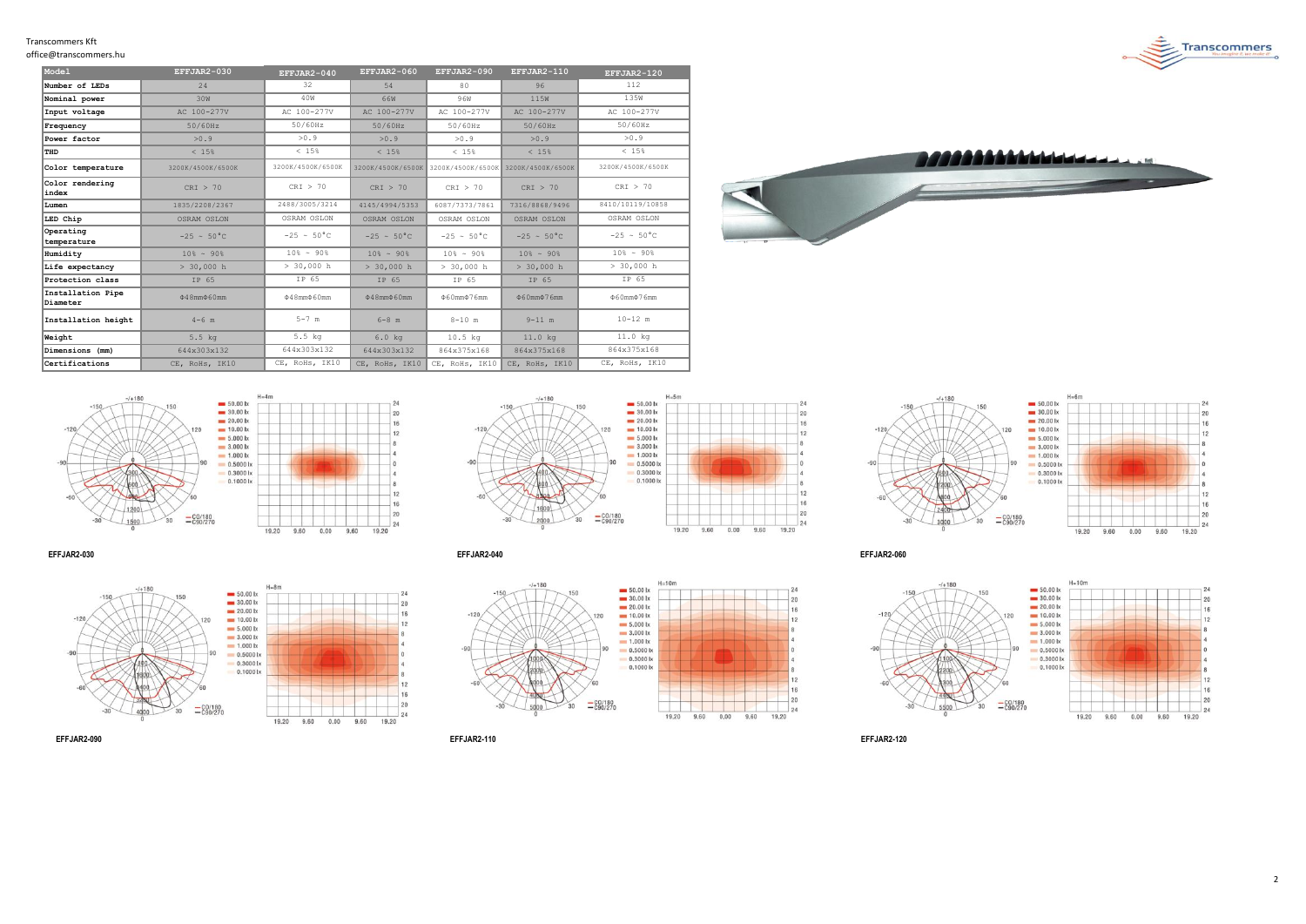Transcommers Kft
office@transcommers.hu

| Model | EFFJAR2-030 | EFFJAR2-040 | EFFJAR2-060 | EFFJAR2-090 | EFFJAR2-110 | EFFJAR2-120 |
|---|---|---|---|---|---|---|
| Number of LEDs | 24 | 32 | 54 | 80 | 96 | 112 |
| Nominal power | 30W | 40W | 66W | 96W | 115W | 135W |
| Input voltage | AC 100-277V | AC 100-277V | AC 100-277V | AC 100-277V | AC 100-277V | AC 100-277V |
| Frequency | 50/60Hz | 50/60Hz | 50/60Hz | 50/60Hz | 50/60Hz | 50/60Hz |
| Power factor | >0.9 | >0.9 | >0.9 | >0.9 | >0.9 | >0.9 |
| THD | < 15% | < 15% | < 15% | < 15% | < 15% | < 15% |
| Color temperature | 3200K/4500K/6500K | 3200K/4500K/6500K | 3200K/4500K/6500K | 3200K/4500K/6500K | 3200K/4500K/6500K | 3200K/4500K/6500K |
| Color rendering index | CRI > 70 | CRI > 70 | CRI > 70 | CRI > 70 | CRI > 70 | CRI > 70 |
| Lumen | 1835/2208/2367 | 2488/3005/3214 | 4145/4994/5353 | 6087/7373/7861 | 7316/8868/9496 | 8410/10119/10858 |
| LED Chip | OSRAM OSLON | OSRAM OSLON | OSRAM OSLON | OSRAM OSLON | OSRAM OSLON | OSRAM OSLON |
| Operating temperature | -25 ~ 50°C | -25 ~ 50°C | -25 ~ 50°C | -25 ~ 50°C | -25 ~ 50°C | -25 ~ 50°C |
| Humidity | 10% ~ 90% | 10% ~ 90% | 10% ~ 90% | 10% ~ 90% | 10% ~ 90% | 10% ~ 90% |
| Life expectancy | > 30,000 h | > 30,000 h | > 30,000 h | > 30,000 h | > 30,000 h | > 30,000 h |
| Protection class | IP 65 | IP 65 | IP 65 | IP 65 | IP 65 | IP 65 |
| Installation Pipe Diameter | Φ48mmΦ60mm | Φ48mmΦ60mm | Φ48mmΦ60mm | Φ60mmΦ76mm | Φ60mmΦ76mm | Φ60mmΦ76mm |
| Installation height | 4-6 m | 5-7 m | 6-8 m | 8-10 m | 9-11 m | 10-12 m |
| Weight | 5.5 kg | 5.5 kg | 6.0 kg | 10.5 kg | 11.0 kg | 11.0 kg |
| Dimensions (mm) | 644x303x132 | 644x303x132 | 644x303x132 | 864x375x168 | 864x375x168 | 864x375x168 |
| Certifications | CE, RoHs, IK10 | CE, RoHs, IK10 | CE, RoHs, IK10 | CE, RoHs, IK10 | CE, RoHs, IK10 | CE, RoHs, IK10 |

EFFJAR2-030

EFFJAR2-040

EFFJAR2-060

EFFJAR2-090

EFFJAR2-110

EFFJAR2-120